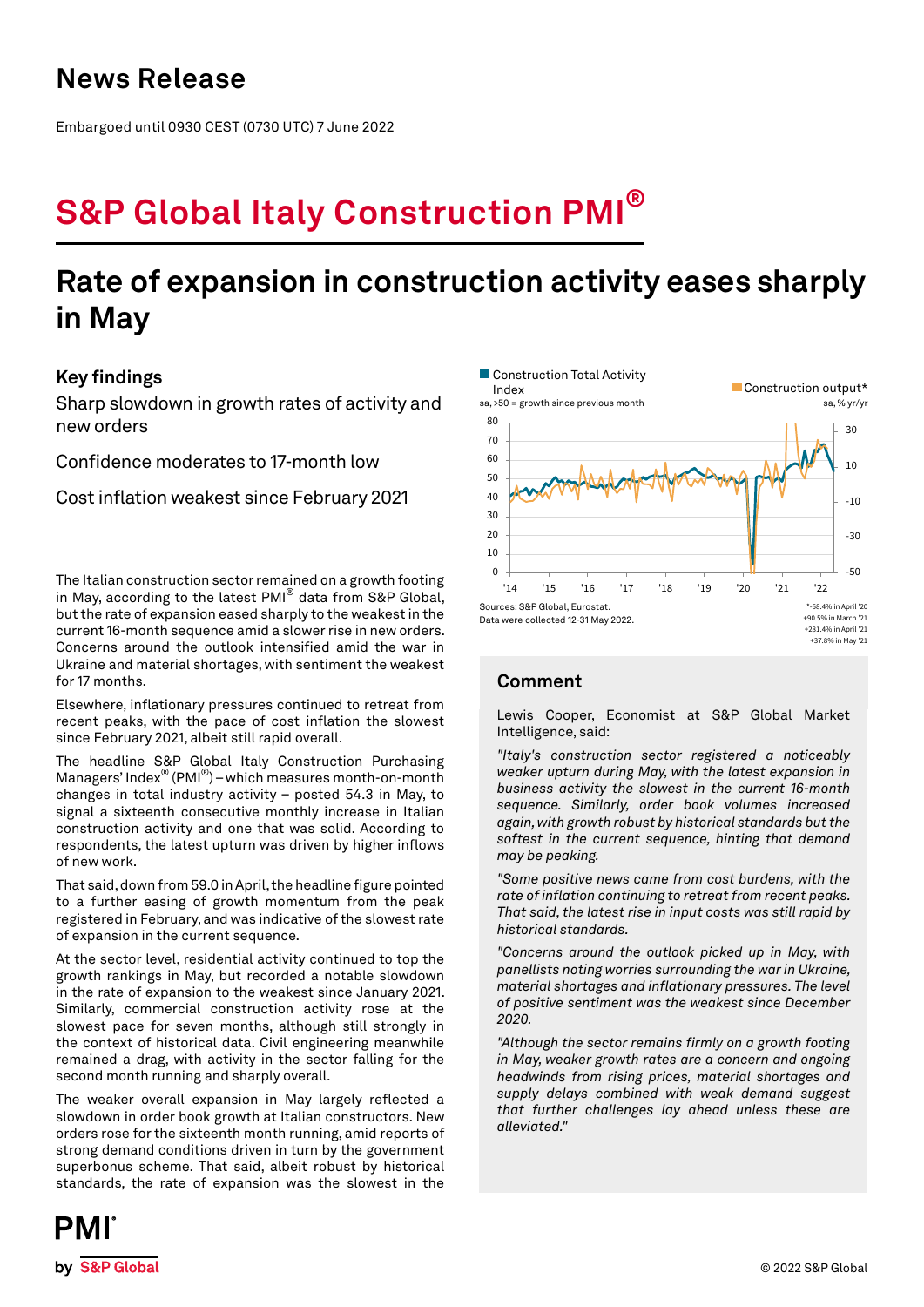# News Release

Embargoed until 0930 CEST (0730 UTC) 7 June 2022

# S&P Global Italy Construction PMI®

## Rate of expansion in construction activity eases sharply in May

### Key findings

Sharp slowdown in growth rates of activity and new orders

Confidence moderates to 17-month low

Cost inflation weakest since February 2021

The Italian construction sector remained on a growth footing in May, according to the latest PMI® data from S&P Global, but the rate of expansion eased sharply to the weakest in the current 16-month sequence amid a slower rise in new orders. Concerns around the outlook intensified amid the war in Ukraine and material shortages, with sentiment the weakest for 17 months.

Elsewhere, inflationary pressures continued to retreat from recent peaks, with the pace of cost inflation the slowest since February 2021, albeit still rapid overall.

The headline S&P Global Italy Construction Purchasing Managers' Index® (PMI®) – which measures month-on-month changes in total industry activity – posted 54.3 in May, to signal a sixteenth consecutive monthly increase in Italian construction activity and one that was solid. According to respondents, the latest upturn was driven by higher inflows of new work.

That said, down from 59.0 in April, the headline figure pointed to a further easing of growth momentum from the peak registered in February, and was indicative of the slowest rate of expansion in the current sequence.

At the sector level, residential activity continued to top the growth rankings in May, but recorded a notable slowdown in the rate of expansion to the weakest since January 2021. Similarly, commercial construction activity rose at the slowest pace for seven months, although still strongly in the context of historical data. Civil engineering meanwhile remained a drag, with activity in the sector falling for the second month running and sharply overall.

The weaker overall expansion in May largely reflected a slowdown in order book growth at Italian constructors. New orders rose for the sixteenth month running, amid reports of strong demand conditions driven in turn by the government superbonus scheme. That said, albeit robust by historical standards, the rate of expansion was the slowest in the

Construction Total Activity Index (sa, >50 = growth since previous month) / Construction output* (sa, % yr/yr)

Sources: S&P Global, Eurostat.
Data were collected 12-31 May 2022.

*-68.4% in April '20
+90.5% in March '21
+281.4% in April '21
+37.8% in May '21

## Comment

Lewis Cooper, Economist at S&P Global Market Intelligence, said:

*"Italy's construction sector registered a noticeably weaker upturn during May, with the latest expansion in business activity the slowest in the current 16-month sequence. Similarly, order book volumes increased again, with growth robust by historical standards but the softest in the current sequence, hinting that demand may be peaking.*

*"Some positive news came from cost burdens, with the rate of inflation continuing to retreat from recent peaks. That said, the latest rise in input costs was still rapid by historical standards.*

*"Concerns around the outlook picked up in May, with panellists noting worries surrounding the war in Ukraine, material shortages and inflationary pressures. The level of positive sentiment was the weakest since December 2020.*

*"Although the sector remains firmly on a growth footing in May, weaker growth rates are a concern and ongoing headwinds from rising prices, material shortages and supply delays combined with weak demand suggest that further challenges lay ahead unless these are alleviated."*

© 2022 S&P Global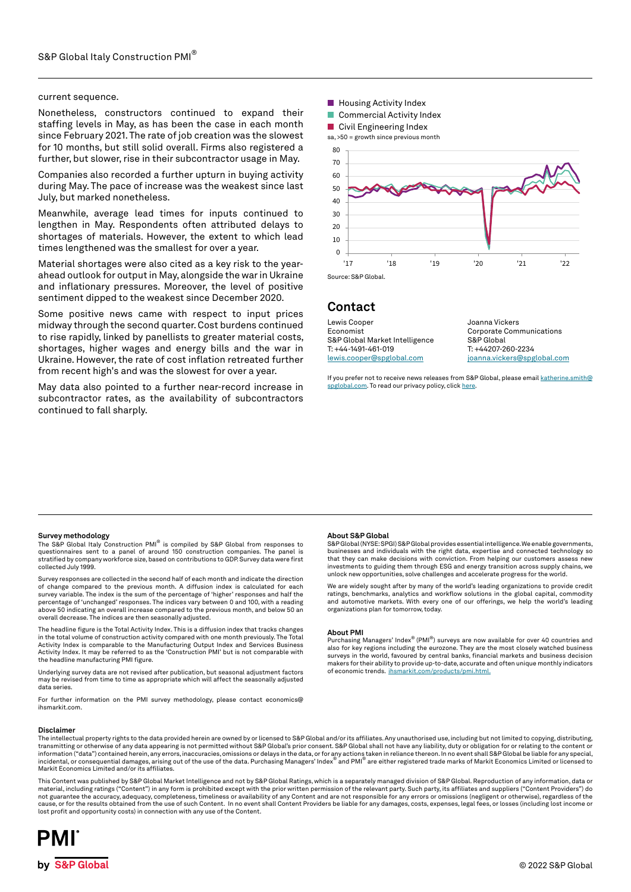current sequence.

Nonetheless, constructors continued to expand their staffing levels in May, as has been the case in each month since February 2021. The rate of job creation was the slowest for 10 months, but still solid overall. Firms also registered a further, but slower, rise in their subcontractor usage in May.

Companies also recorded a further upturn in buying activity during May. The pace of increase was the weakest since last July, but marked nonetheless.

Meanwhile, average lead times for inputs continued to lengthen in May. Respondents often attributed delays to shortages of materials. However, the extent to which lead times lengthened was the smallest for over a year.

Material shortages were also cited as a key risk to the year-ahead outlook for output in May, alongside the war in Ukraine and inflationary pressures. Moreover, the level of positive sentiment dipped to the weakest since December 2020.

Some positive news came with respect to input prices midway through the second quarter. Cost burdens continued to rise rapidly, linked by panellists to greater material costs, shortages, higher wages and energy bills and the war in Ukraine. However, the rate of cost inflation retreated further from recent high's and was the slowest for over a year.

May data also pointed to a further near-record increase in subcontractor rates, as the availability of subcontractors continued to fall sharply.

Housing Activity Index
Commercial Activity Index
Civil Engineering Index
sa, >50 = growth since previous month
80
70
60
50
40
30
20
10
0
'17 '18 '19 '20 '21 '22
Source: S&P Global.

## Contact

Lewis Cooper
Economist
S&P Global Market Intelligence
T: +44-1491-461-019
lewis.cooper@spglobal.com

Joanna Vickers
Corporate Communications
S&P Global
T: +44207-260-2234
joanna.vickers@spglobal.com

If you prefer not to receive news releases from S&P Global, please email katherine.smith@spglobal.com. To read our privacy policy, click here.

### Survey methodology

The S&P Global Italy Construction PMI® is compiled by S&P Global from responses to questionnaires sent to a panel of around 150 construction companies. The panel is stratified by company workforce size, based on contributions to GDP. Survey data were first collected July 1999.

Survey responses are collected in the second half of each month and indicate the direction of change compared to the previous month. A diffusion index is calculated for each survey variable. The index is the sum of the percentage of 'higher' responses and half the percentage of 'unchanged' responses. The indices vary between 0 and 100, with a reading above 50 indicating an overall increase compared to the previous month, and below 50 an overall decrease. The indices are then seasonally adjusted.

The headline figure is the Total Activity Index. This is a diffusion index that tracks changes in the total volume of construction activity compared with one month previously. The Total Activity Index is comparable to the Manufacturing Output Index and Services Business Activity Index. It may be referred to as the 'Construction PMI' but is not comparable with the headline manufacturing PMI figure.

Underlying survey data are not revised after publication, but seasonal adjustment factors may be revised from time to time as appropriate which will affect the seasonally adjusted data series.

For further information on the PMI survey methodology, please contact economics@ihsmarkit.com.

### About S&P Global

S&P Global (NYSE: SPGI) S&P Global provides essential intelligence. We enable governments, businesses and individuals with the right data, expertise and connected technology so that they can make decisions with conviction. From helping our customers assess new investments to guiding them through ESG and energy transition across supply chains, we unlock new opportunities, solve challenges and accelerate progress for the world.

We are widely sought after by many of the world's leading organizations to provide credit ratings, benchmarks, analytics and workflow solutions in the global capital, commodity and automotive markets. With every one of our offerings, we help the world's leading organizations plan for tomorrow, today.

### About PMI

Purchasing Managers' Index® (PMI®) surveys are now available for over 40 countries and also for key regions including the eurozone. They are the most closely watched business surveys in the world, favoured by central banks, financial markets and business decision makers for their ability to provide up-to-date, accurate and often unique monthly indicators of economic trends. ihsmarkit.com/products/pmi.html.

### Disclaimer

The intellectual property rights to the data provided herein are owned by or licensed to S&P Global and/or its affiliates. Any unauthorised use, including but not limited to copying, distributing, transmitting or otherwise of any data appearing is not permitted without S&P Global's prior consent. S&P Global shall not have any liability, duty or obligation for or relating to the content or information ("data") contained herein, any errors, inaccuracies, omissions or delays in the data, or for any actions taken in reliance thereon. In no event shall S&P Global be liable for any special, incidental, or consequential damages, arising out of the use of the data. Purchasing Managers' Index® and PMI® are either registered trade marks of Markit Economics Limited or licensed to Markit Economics Limited and/or its affiliates.

This Content was published by S&P Global Market Intelligence and not by S&P Global Ratings, which is a separately managed division of S&P Global. Reproduction of any information, data or material, including ratings ("Content") in any form is prohibited except with the prior written permission of the relevant party. Such party, its affiliates and suppliers ("Content Providers") do not guarantee the accuracy, adequacy, completeness, timeliness or availability of any Content and are not responsible for any errors or omissions (negligent or otherwise), regardless of the cause, or for the results obtained from the use of such Content. In no event shall Content Providers be liable for any damages, costs, expenses, legal fees, or losses (including lost income or lost profit and opportunity costs) in connection with any use of the Content.

PMI by S&P Global

© 2022 S&P Global